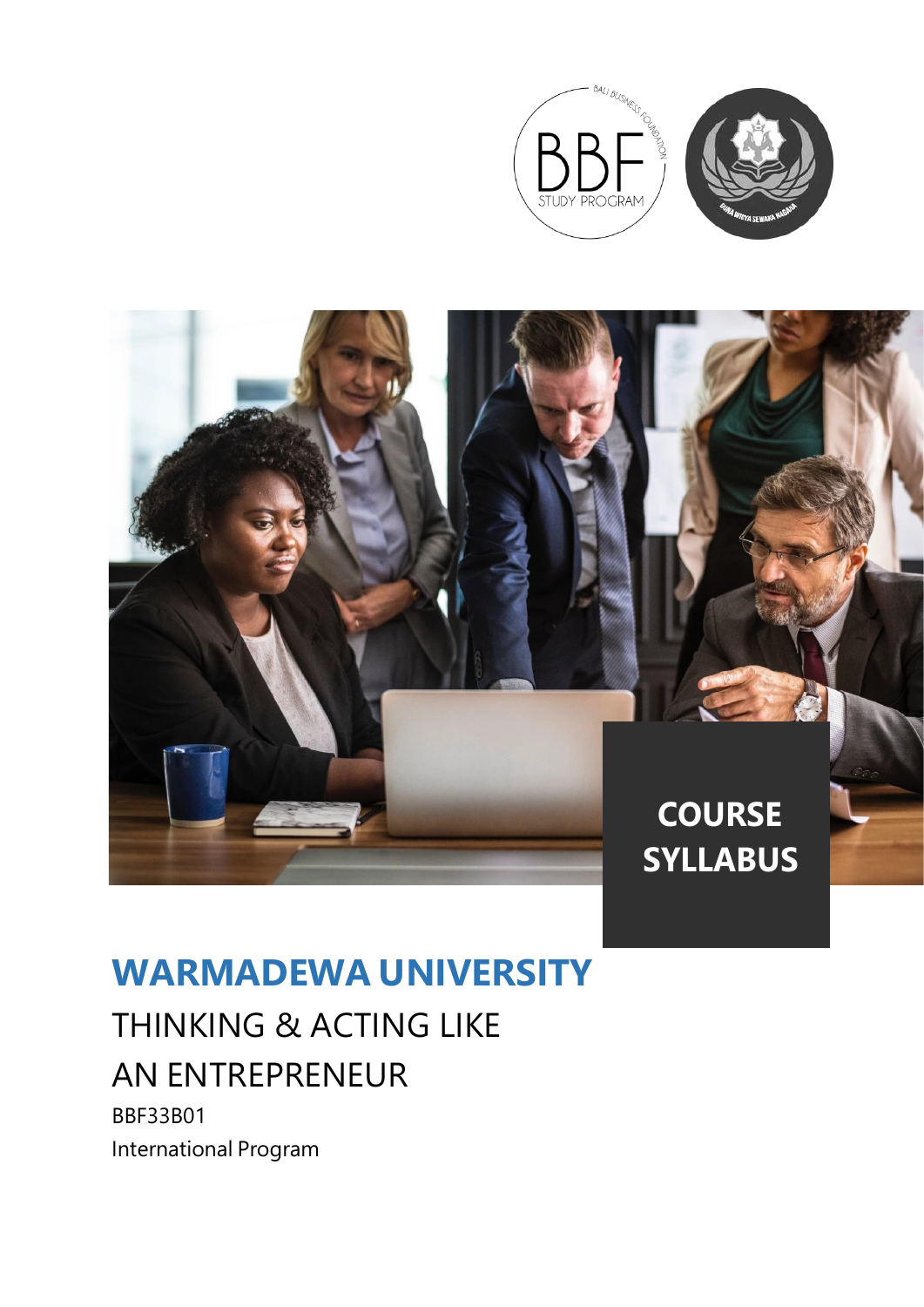COURSE SYLLABUS

# WARMADEWA UNIVERSITY

## THINKING & ACTING LIKE AN ENTREPRENEUR

BBF33B01

International Program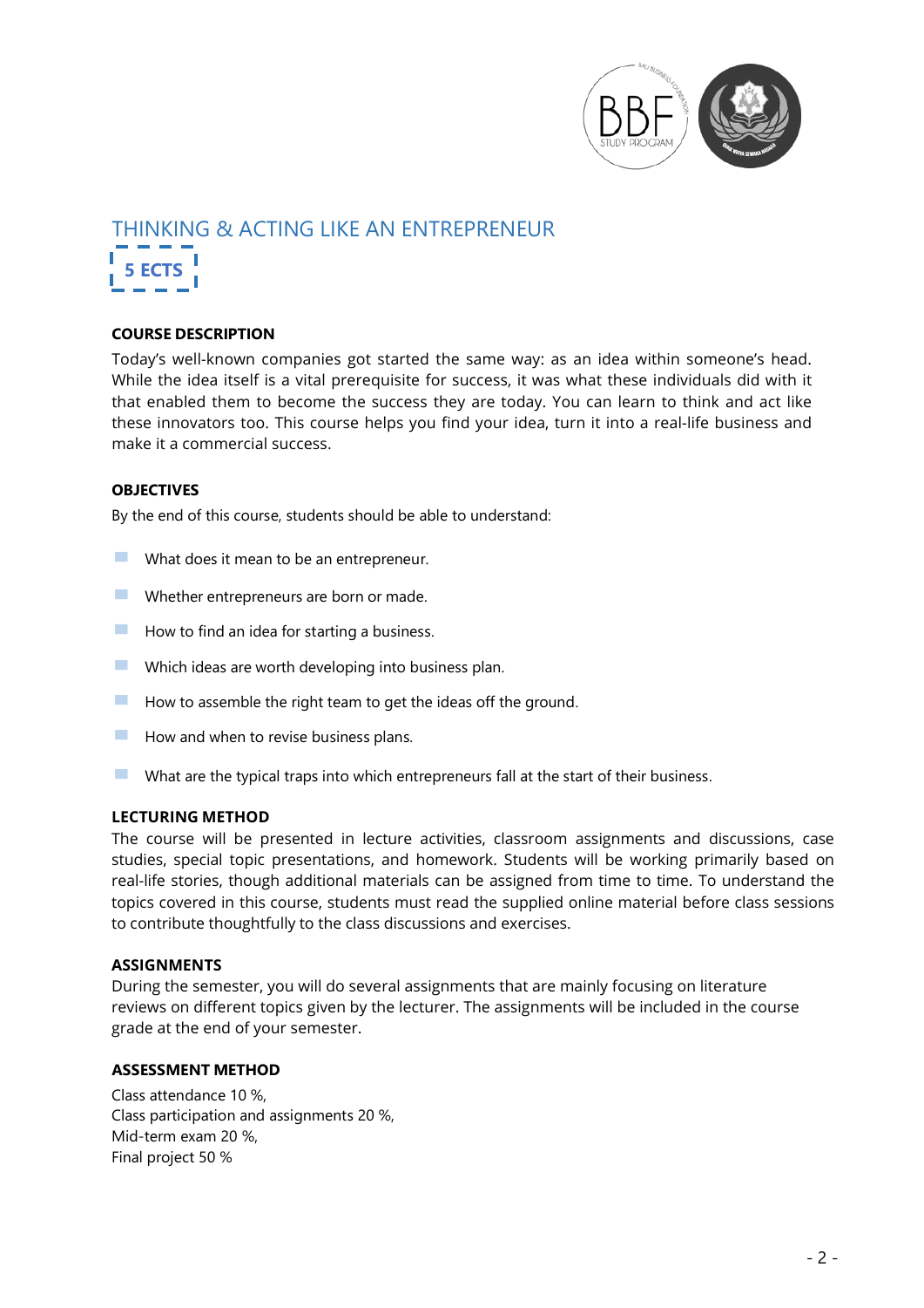## THINKING & ACTING LIKE AN ENTREPRENEUR

**5 ECTS**

### COURSE DESCRIPTION

Today's well-known companies got started the same way: as an idea within someone's head. While the idea itself is a vital prerequisite for success, it was what these individuals did with it that enabled them to become the success they are today. You can learn to think and act like these innovators too. This course helps you find your idea, turn it into a real-life business and make it a commercial success.

### OBJECTIVES

By the end of this course, students should be able to understand:

- What does it mean to be an entrepreneur.
- Whether entrepreneurs are born or made.
- How to find an idea for starting a business.
- Which ideas are worth developing into business plan.
- How to assemble the right team to get the ideas off the ground.
- How and when to revise business plans.
- What are the typical traps into which entrepreneurs fall at the start of their business.

### LECTURING METHOD

The course will be presented in lecture activities, classroom assignments and discussions, case studies, special topic presentations, and homework. Students will be working primarily based on real-life stories, though additional materials can be assigned from time to time. To understand the topics covered in this course, students must read the supplied online material before class sessions to contribute thoughtfully to the class discussions and exercises.

### ASSIGNMENTS

During the semester, you will do several assignments that are mainly focusing on literature reviews on different topics given by the lecturer. The assignments will be included in the course grade at the end of your semester.

### ASSESSMENT METHOD

Class attendance 10 %,
Class participation and assignments 20 %,
Mid-term exam 20 %,
Final project 50 %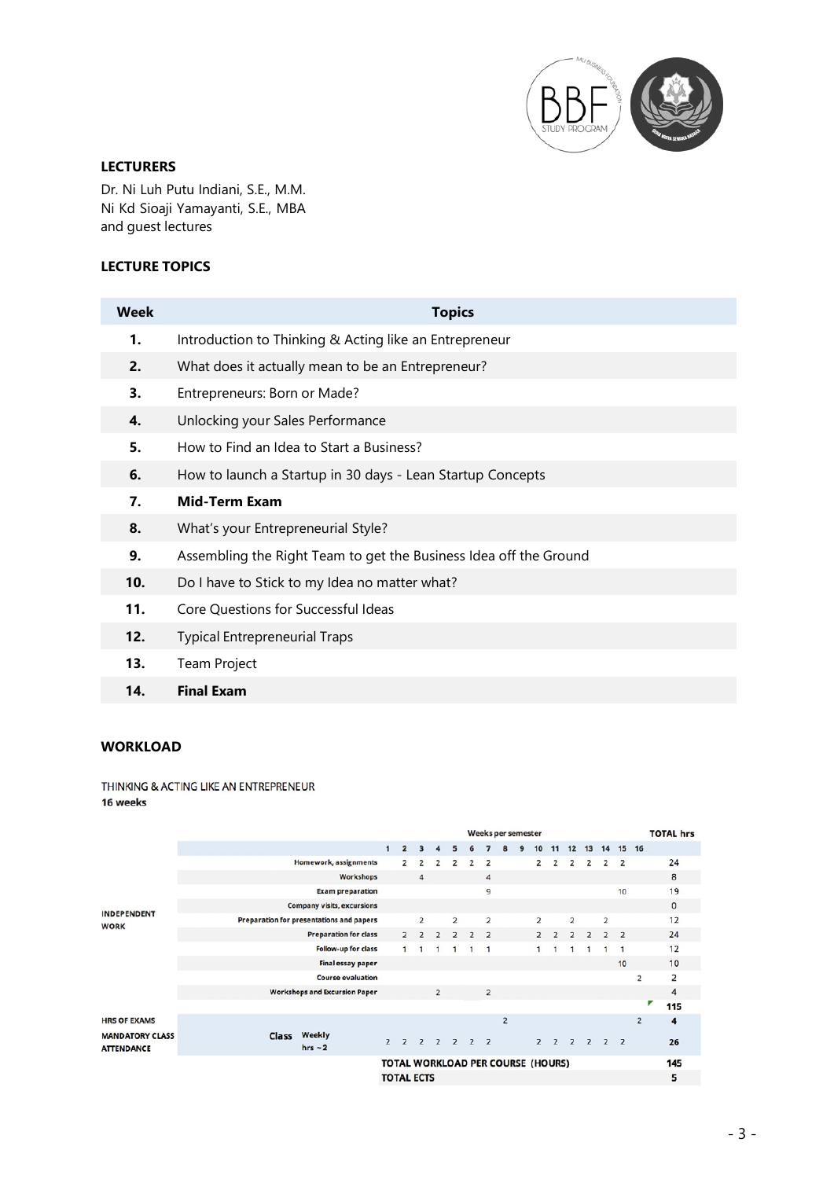**LECTURERS**

Dr. Ni Luh Putu Indiani, S.E., M.M.
Ni Kd Sioaji Yamayanti, S.E., MBA
and guest lectures

**LECTURE TOPICS**

| Week | Topics |
|---|---|
| 1. | Introduction to Thinking & Acting like an Entrepreneur |
| 2. | What does it actually mean to be an Entrepreneur? |
| 3. | Entrepreneurs: Born or Made? |
| 4. | Unlocking your Sales Performance |
| 5. | How to Find an Idea to Start a Business? |
| 6. | How to launch a Startup in 30 days - Lean Startup Concepts |
| 7. | **Mid-Term Exam** |
| 8. | What's your Entrepreneurial Style? |
| 9. | Assembling the Right Team to get the Business Idea off the Ground |
| 10. | Do I have to Stick to my Idea no matter what? |
| 11. | Core Questions for Successful Ideas |
| 12. | Typical Entrepreneurial Traps |
| 13. | Team Project |
| 14. | **Final Exam** |

**WORKLOAD**

THINKING & ACTING LIKE AN ENTREPRENEUR
**16 weeks**

| | | Weeks per semester | | | | | | | | | | | | | | | | TOTAL hrs |
|---|---|---|---|---|---|---|---|---|---|---|---|---|---|---|---|---|---|---|
| | | 1 | 2 | 3 | 4 | 5 | 6 | 7 | 8 | 9 | 10 | 11 | 12 | 13 | 14 | 15 | 16 | |
| INDEPENDENT WORK | Homework, assignments | | 2 | 2 | 2 | 2 | 2 | 2 | | | 2 | 2 | 2 | 2 | 2 | 2 | | 24 |
| | Workshops | | | 4 | | | | 4 | | | | | | | | | | 8 |
| | Exam preparation | | | | | | | 9 | | | | | | | | 10 | | 19 |
| | Company visits, excursions | | | | | | | | | | | | | | | | | 0 |
| | Preparation for presentations and papers | | | 2 | | 2 | | 2 | | | 2 | | 2 | | 2 | | | 12 |
| | Preparation for class | | 2 | 2 | 2 | 2 | 2 | 2 | | | 2 | 2 | 2 | 2 | 2 | 2 | | 24 |
| | Follow-up for class | | 1 | 1 | 1 | 1 | 1 | 1 | | | 1 | 1 | 1 | 1 | 1 | 1 | | 12 |
| | Final essay paper | | | | | | | | | | | | | | | 10 | | 10 |
| | Course evaluation | | | | | | | | | | | | | | | | 2 | 2 |
| | Workshops and Excursion Paper | | | | 2 | | | 2 | | | | | | | | | | 4 |
| | | | | | | | | | | | | | | | | | | 115 |
| HRS OF EXAMS | | | | | | | | | 2 | | | | | | | | 2 | 4 |
| MANDATORY CLASS ATTENDANCE | Class Weekly hrs ~2 | 2 | 2 | 2 | 2 | 2 | 2 | 2 | | | 2 | 2 | 2 | 2 | 2 | 2 | | 26 |
| | TOTAL WORKLOAD PER COURSE (HOURS) | | | | | | | | | | | | | | | | | 145 |
| | TOTAL ECTS | | | | | | | | | | | | | | | | | 5 |